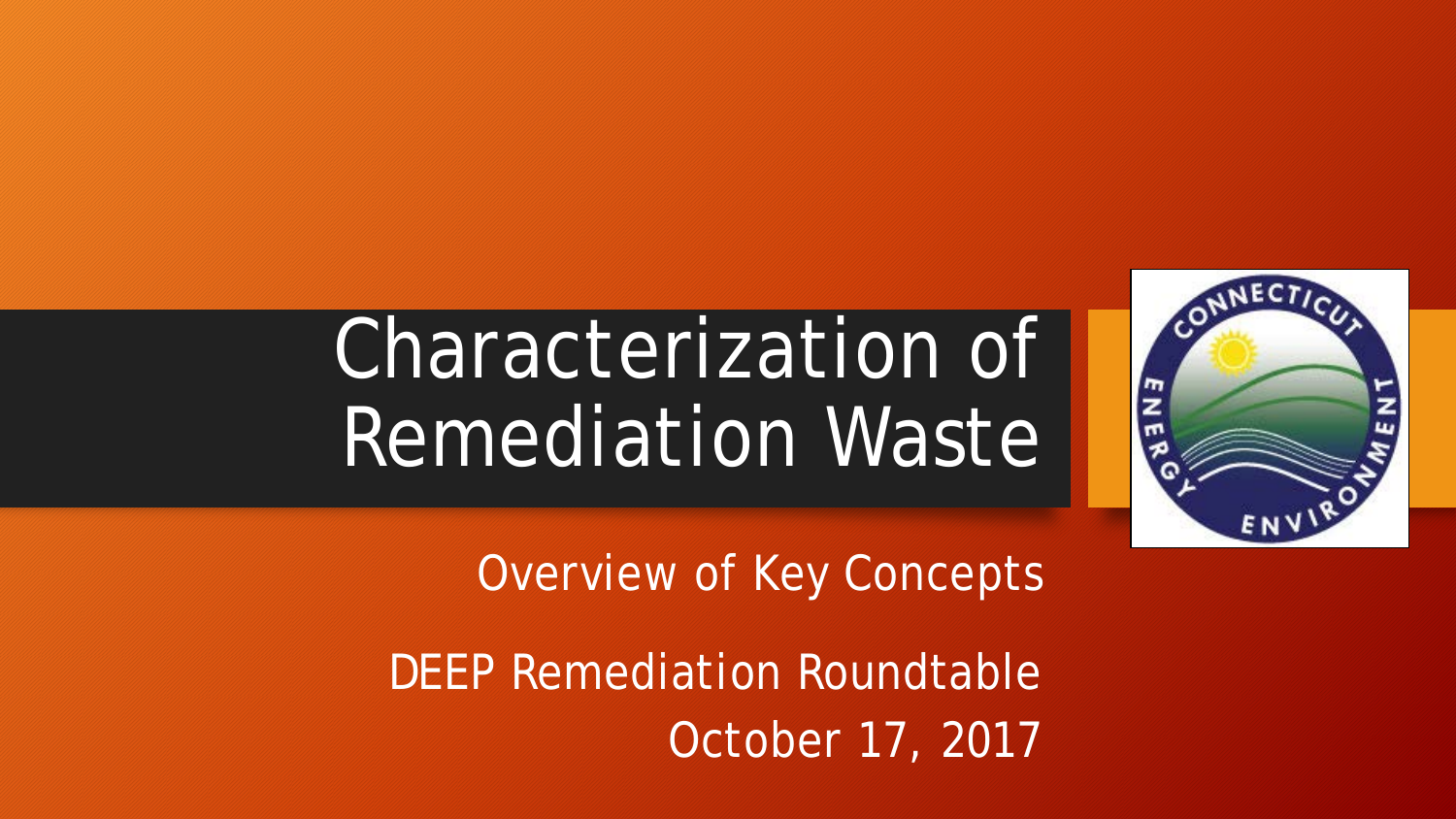# Characterization of Remediation Waste

Overview of Key Concepts

DEEP Remediation Roundtable
October 17, 2017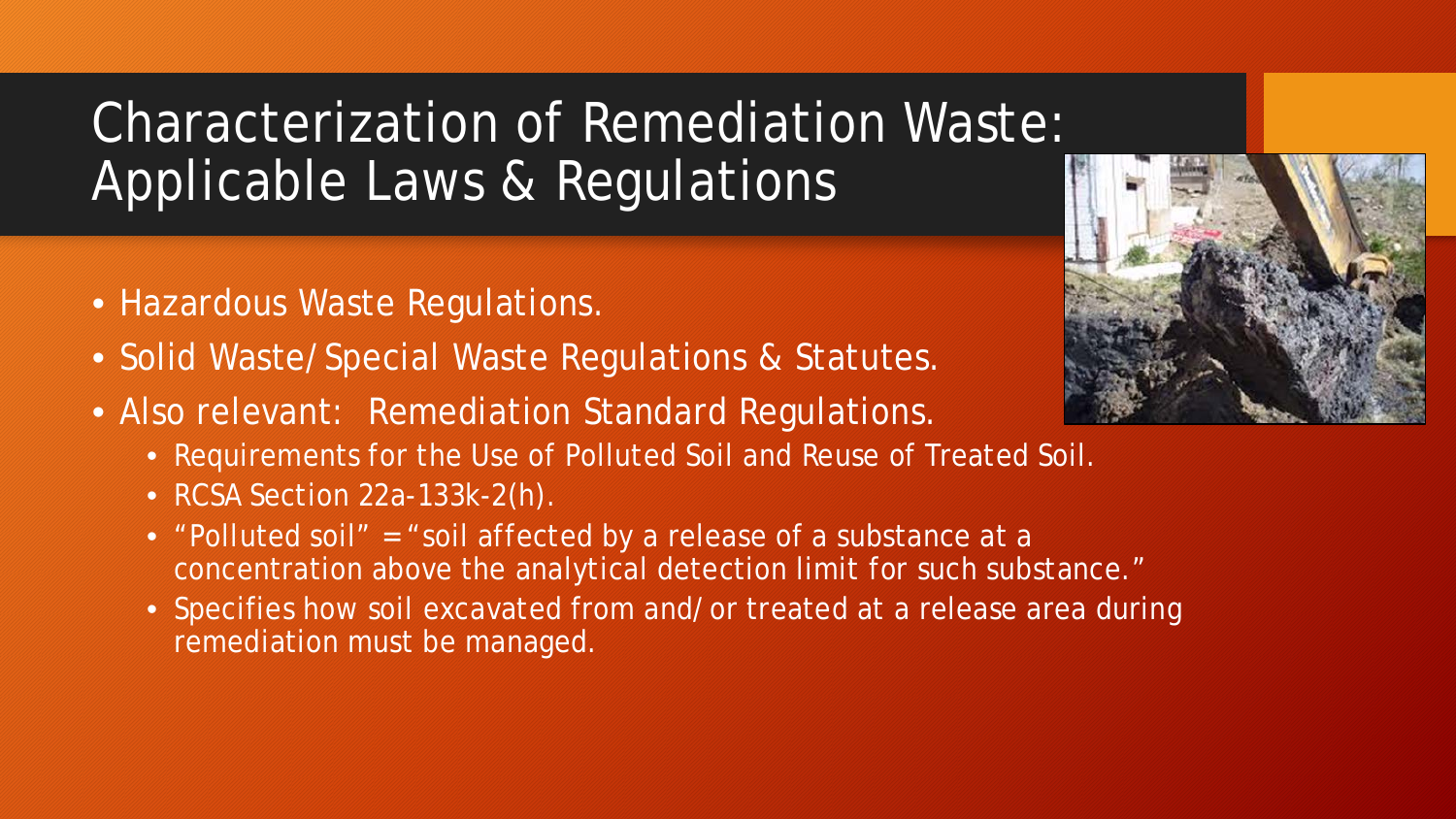# Characterization of Remediation Waste: Applicable Laws & Regulations

- Hazardous Waste Regulations.
- Solid Waste/Special Waste Regulations & Statutes.
- Also relevant: Remediation Standard Regulations.
  - Requirements for the Use of Polluted Soil and Reuse of Treated Soil.
  - RCSA Section 22a-133k-2(h).
  - "Polluted soil" = "soil affected by a release of a substance at a concentration above the analytical detection limit for such substance."
  - Specifies how soil excavated from and/or treated at a release area during remediation must be managed.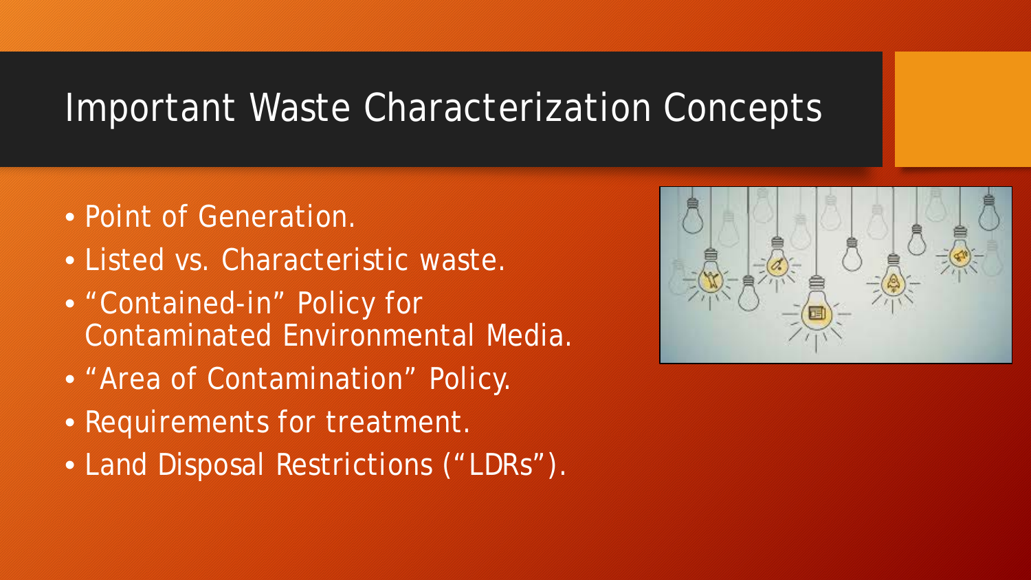# Important Waste Characterization Concepts

- Point of Generation.
- Listed vs. Characteristic waste.
- "Contained-in" Policy for Contaminated Environmental Media.
- "Area of Contamination" Policy.
- Requirements for treatment.
- Land Disposal Restrictions ("LDRs").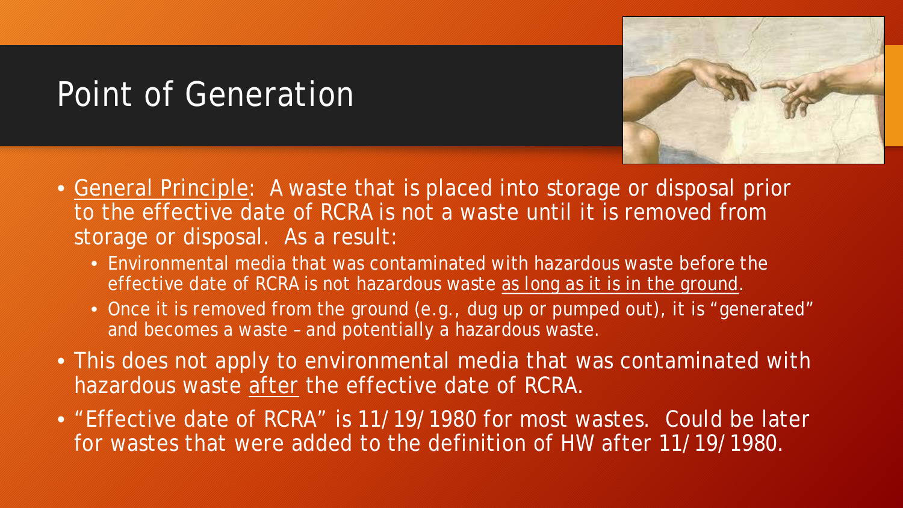# Point of Generation

- General Principle: A waste that is placed into storage or disposal prior to the effective date of RCRA is not a waste until it is removed from storage or disposal. As a result:
  - Environmental media that was contaminated with hazardous waste before the effective date of RCRA is not hazardous waste as long as it is in the ground.
  - Once it is removed from the ground (e.g., dug up or pumped out), it is "generated" and becomes a waste – and potentially a hazardous waste.
- This does not apply to environmental media that was contaminated with hazardous waste after the effective date of RCRA.
- "Effective date of RCRA" is 11/19/1980 for most wastes. Could be later for wastes that were added to the definition of HW after 11/19/1980.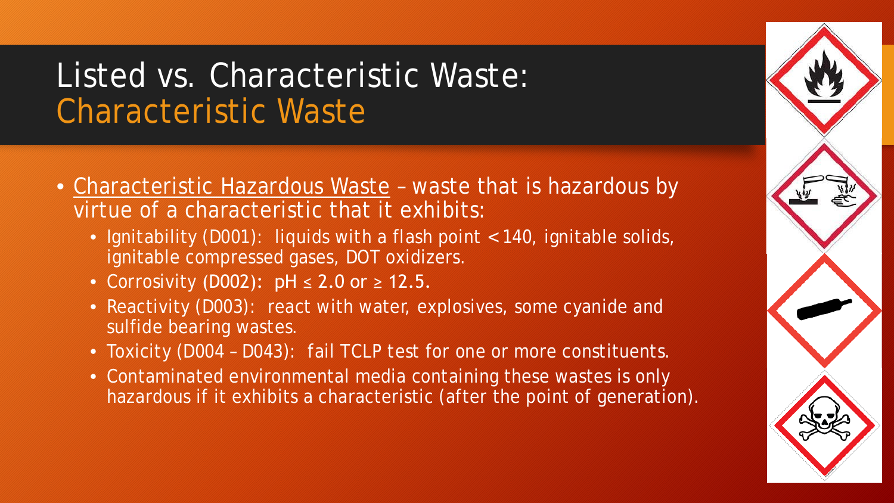# Listed vs. Characteristic Waste: Characteristic Waste

- Characteristic Hazardous Waste – waste that is hazardous by virtue of a characteristic that it exhibits:
  - Ignitability (D001): liquids with a flash point < 140, ignitable solids, ignitable compressed gases, DOT oxidizers.
  - Corrosivity (D002): pH ≤ 2.0 or ≥ 12.5.
  - Reactivity (D003): react with water, explosives, some cyanide and sulfide bearing wastes.
  - Toxicity (D004 – D043): fail TCLP test for one or more constituents.
  - Contaminated environmental media containing these wastes is only hazardous if it exhibits a characteristic (after the point of generation).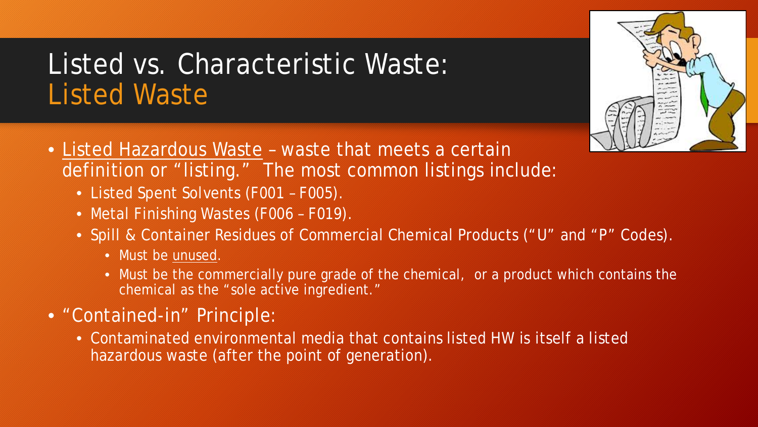# Listed vs. Characteristic Waste: Listed Waste

- Listed Hazardous Waste – waste that meets a certain definition or "listing." The most common listings include:
  - Listed Spent Solvents (F001 – F005).
  - Metal Finishing Wastes (F006 – F019).
  - Spill & Container Residues of Commercial Chemical Products ("U" and "P" Codes).
    - Must be unused.
    - Must be the commercially pure grade of the chemical, or a product which contains the chemical as the "sole active ingredient."
- "Contained-in" Principle:
  - Contaminated environmental media that contains listed HW is itself a listed hazardous waste (after the point of generation).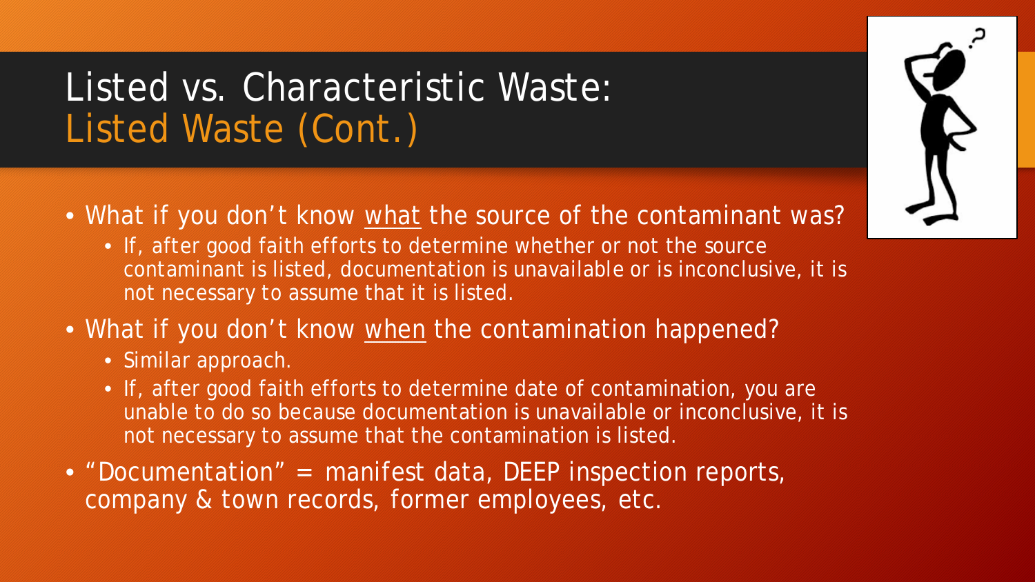# Listed vs. Characteristic Waste: Listed Waste (Cont.)

- What if you don't know what the source of the contaminant was?
  - If, after good faith efforts to determine whether or not the source contaminant is listed, documentation is unavailable or is inconclusive, it is not necessary to assume that it is listed.
- What if you don't know when the contamination happened?
  - Similar approach.
  - If, after good faith efforts to determine date of contamination, you are unable to do so because documentation is unavailable or inconclusive, it is not necessary to assume that the contamination is listed.
- "Documentation" = manifest data, DEEP inspection reports, company & town records, former employees, etc.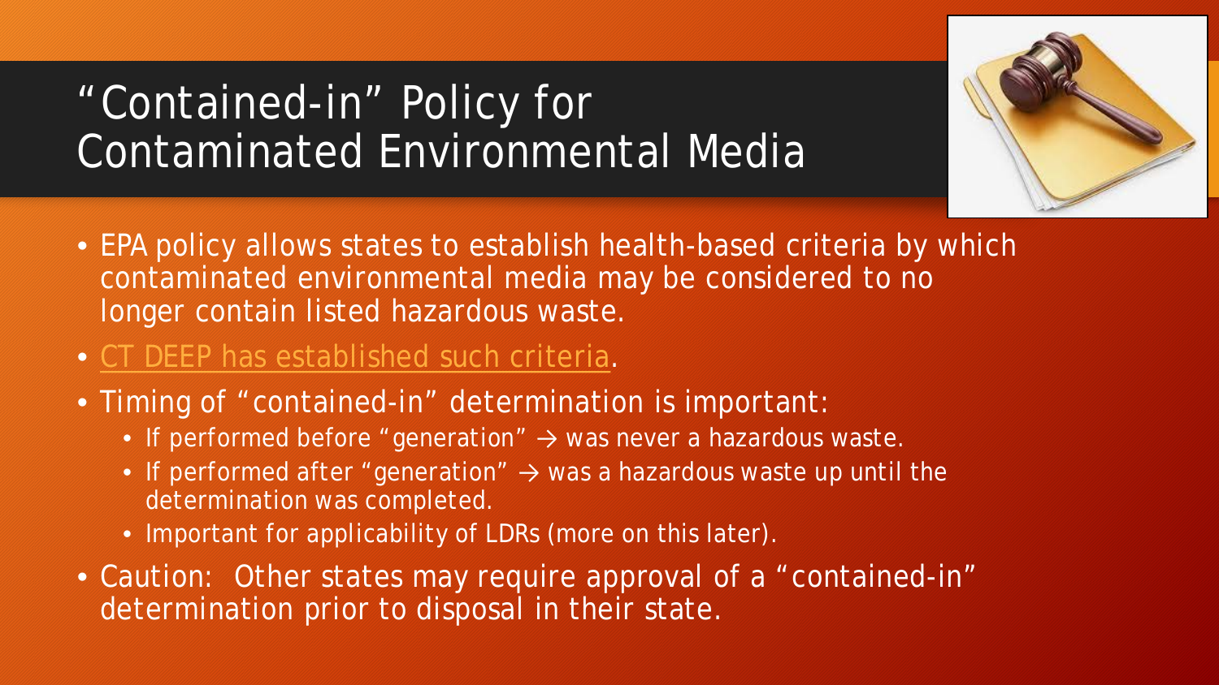# "Contained-in" Policy for Contaminated Environmental Media

- EPA policy allows states to establish health-based criteria by which contaminated environmental media may be considered to no longer contain listed hazardous waste.
- CT DEEP has established such criteria.
- Timing of "contained-in" determination is important:
  - If performed before "generation" → was never a hazardous waste.
  - If performed after "generation" → was a hazardous waste up until the determination was completed.
  - Important for applicability of LDRs (more on this later).
- Caution: Other states may require approval of a "contained-in" determination prior to disposal in their state.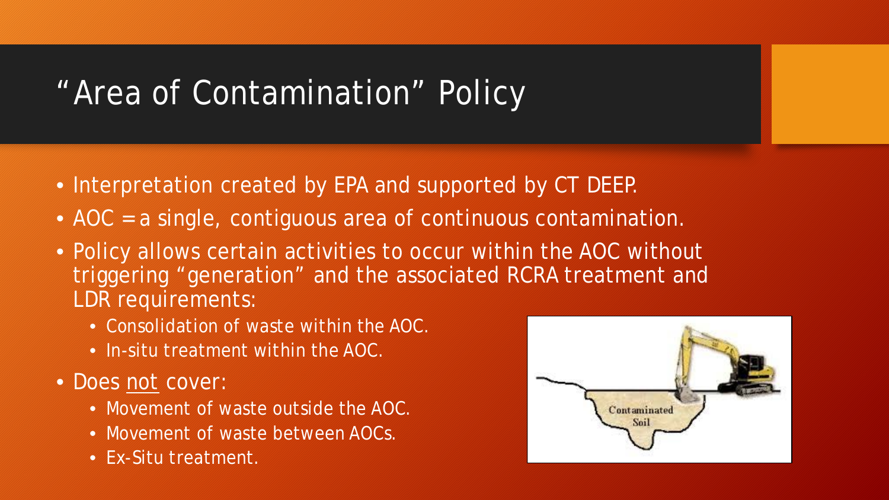# "Area of Contamination" Policy

- Interpretation created by EPA and supported by CT DEEP.
- AOC = a single, contiguous area of continuous contamination.
- Policy allows certain activities to occur within the AOC without triggering "generation" and the associated RCRA treatment and LDR requirements:
  - Consolidation of waste within the AOC.
  - In-situ treatment within the AOC.
- Does <u>not</u> cover:
  - Movement of waste outside the AOC.
  - Movement of waste between AOCs.
  - Ex-Situ treatment.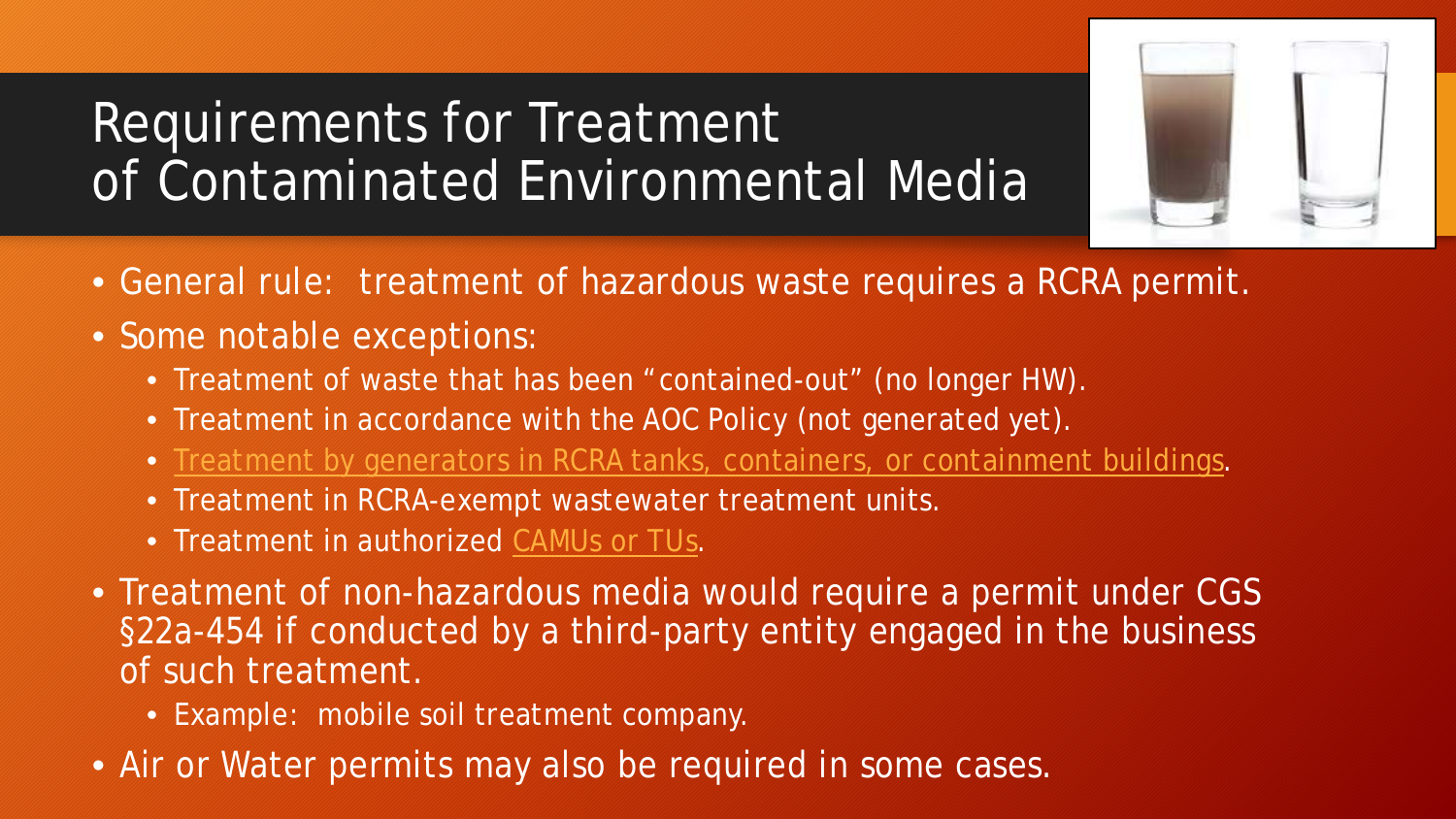# Requirements for Treatment of Contaminated Environmental Media

- General rule: treatment of hazardous waste requires a RCRA permit.
- Some notable exceptions:
  - Treatment of waste that has been "contained-out" (no longer HW).
  - Treatment in accordance with the AOC Policy (not generated yet).
  - Treatment by generators in RCRA tanks, containers, or containment buildings.
  - Treatment in RCRA-exempt wastewater treatment units.
  - Treatment in authorized CAMUs or TUs.
- Treatment of non-hazardous media would require a permit under CGS §22a-454 if conducted by a third-party entity engaged in the business of such treatment.
  - Example: mobile soil treatment company.
- Air or Water permits may also be required in some cases.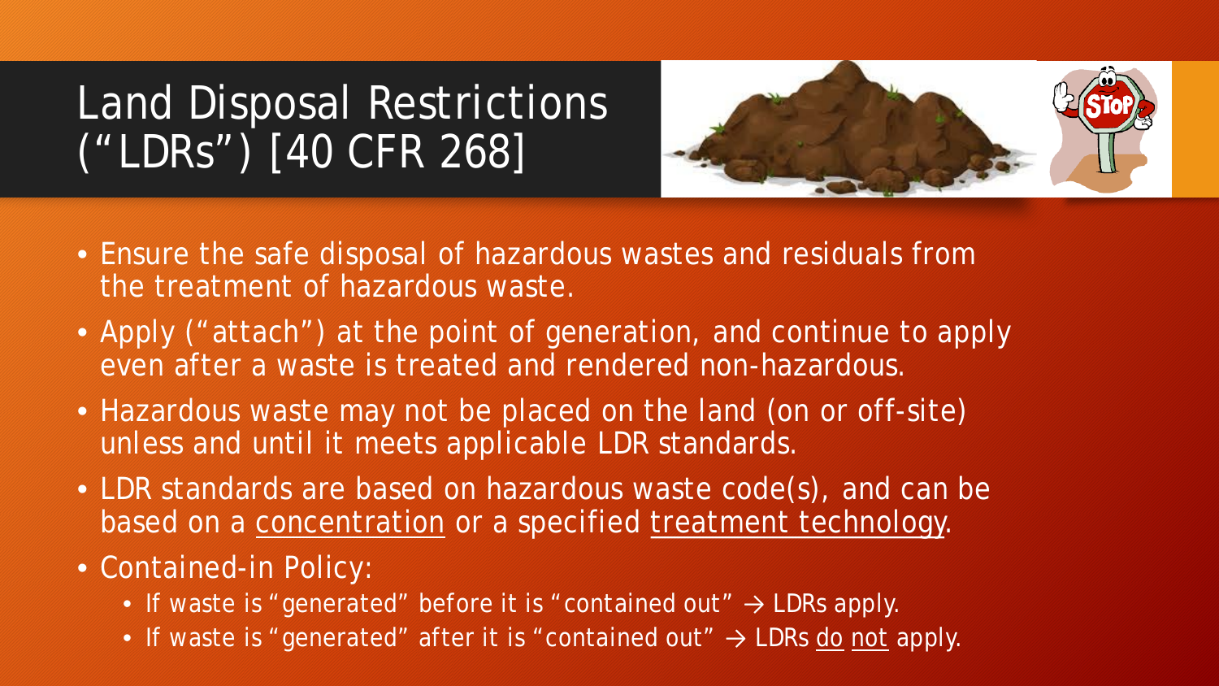# Land Disposal Restrictions ("LDRs") [40 CFR 268]

- Ensure the safe disposal of hazardous wastes and residuals from the treatment of hazardous waste.
- Apply ("attach") at the point of generation, and continue to apply even after a waste is treated and rendered non-hazardous.
- Hazardous waste may not be placed on the land (on or off-site) unless and until it meets applicable LDR standards.
- LDR standards are based on hazardous waste code(s), and can be based on a <u>concentration</u> or a specified <u>treatment technology</u>.
- Contained-in Policy:
  - If waste is "generated" before it is "contained out" → LDRs apply.
  - If waste is "generated" after it is "contained out" → LDRs <u>do</u> <u>not</u> apply.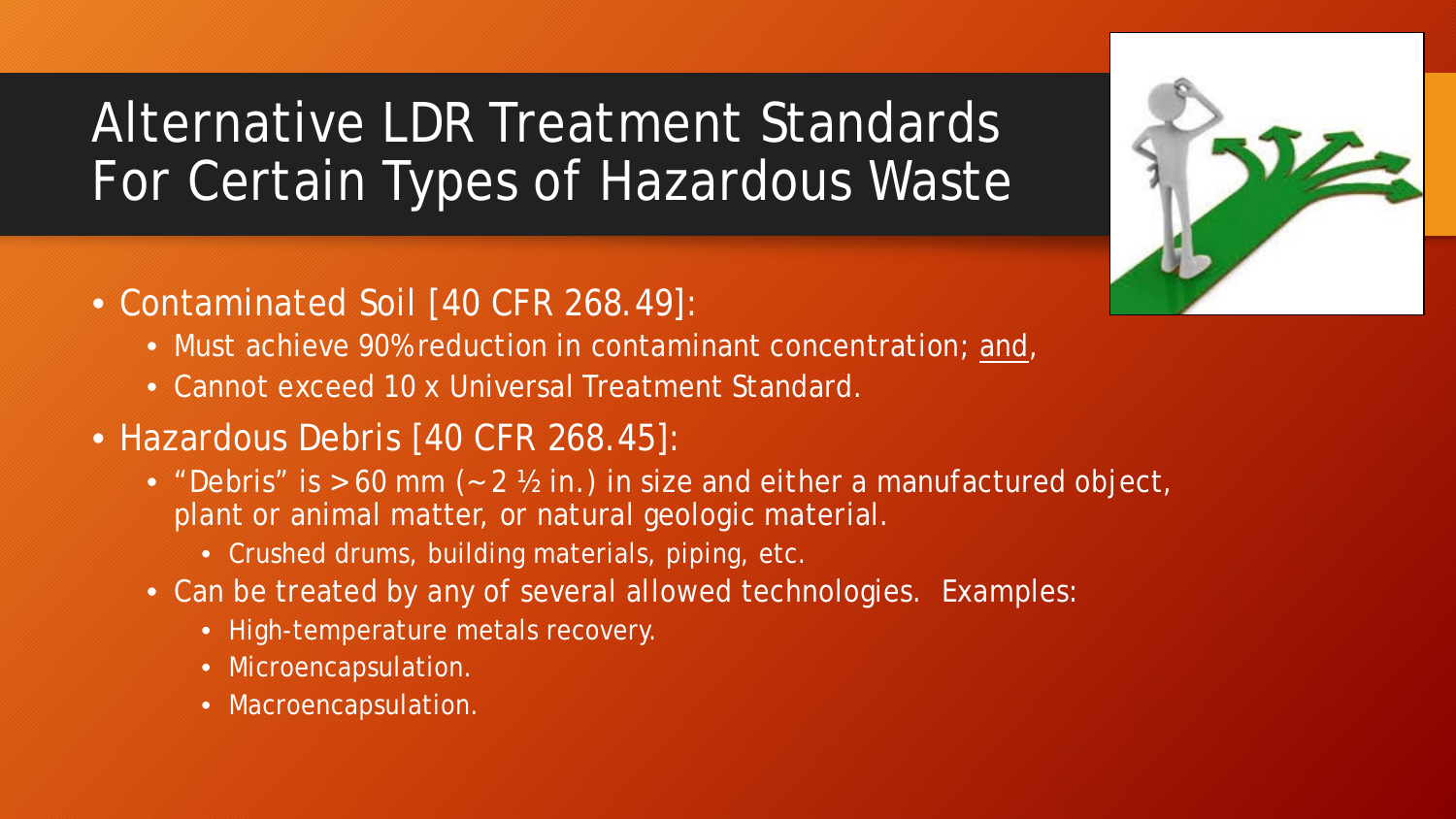# Alternative LDR Treatment Standards For Certain Types of Hazardous Waste

- Contaminated Soil [40 CFR 268.49]:
  - Must achieve 90% reduction in contaminant concentration; and,
  - Cannot exceed 10 x Universal Treatment Standard.
- Hazardous Debris [40 CFR 268.45]:
  - "Debris" is > 60 mm (~2 ½ in.) in size and either a manufactured object, plant or animal matter, or natural geologic material.
    - Crushed drums, building materials, piping, etc.
  - Can be treated by any of several allowed technologies. Examples:
    - High-temperature metals recovery.
    - Microencapsulation.
    - Macroencapsulation.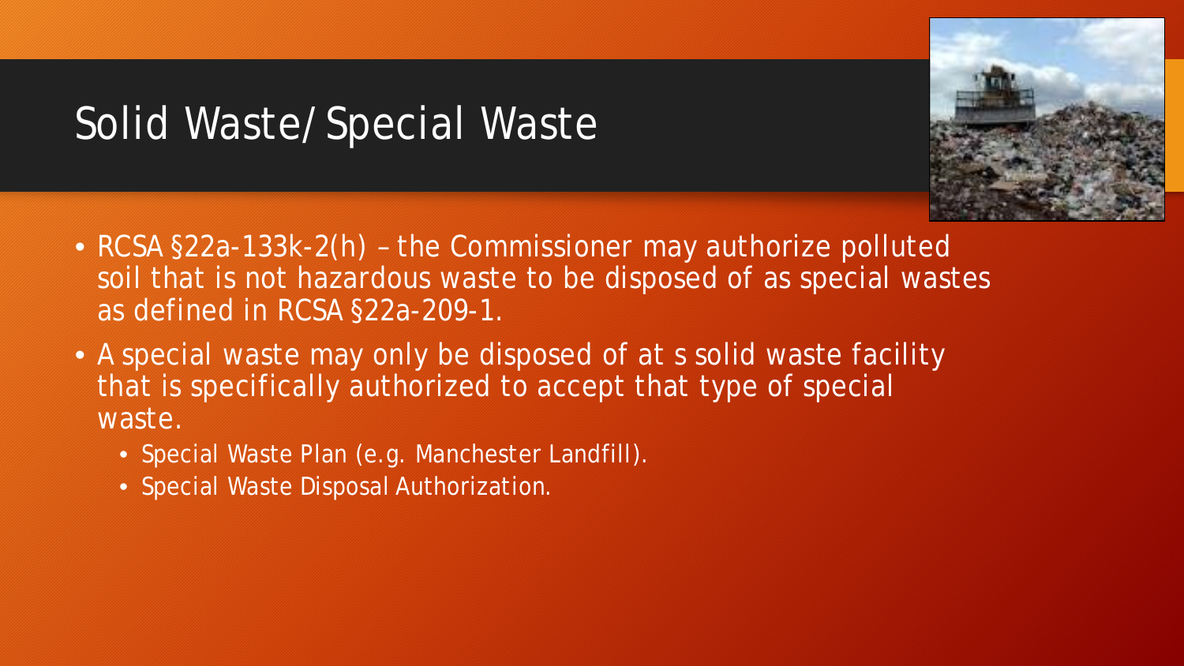# Solid Waste/ Special Waste

- RCSA §22a-133k-2(h) – the Commissioner may authorize polluted soil that is not hazardous waste to be disposed of as special wastes as defined in RCSA §22a-209-1.
- A special waste may only be disposed of at s solid waste facility that is specifically authorized to accept that type of special waste.
  - Special Waste Plan (e.g. Manchester Landfill).
  - Special Waste Disposal Authorization.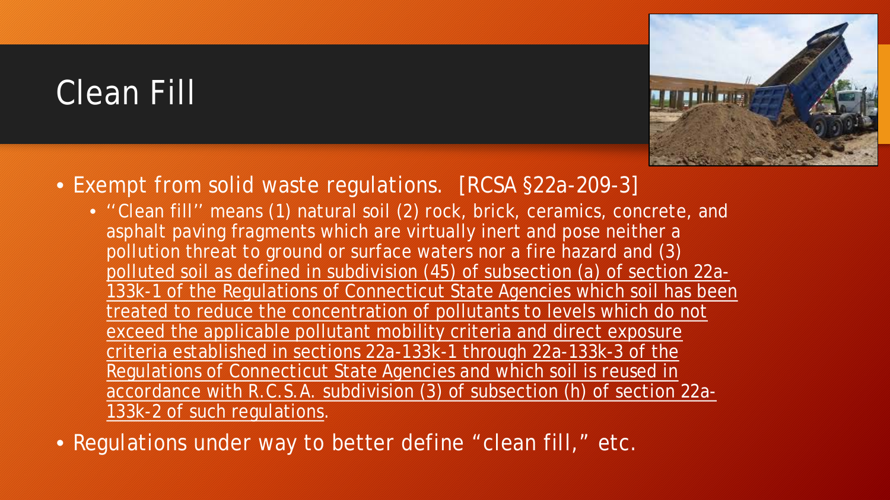# Clean Fill

- Exempt from solid waste regulations. [RCSA §22a-209-3]
  - ''Clean fill'' means (1) natural soil (2) rock, brick, ceramics, concrete, and asphalt paving fragments which are virtually inert and pose neither a pollution threat to ground or surface waters nor a fire hazard and (3) polluted soil as defined in subdivision (45) of subsection (a) of section 22a-133k-1 of the Regulations of Connecticut State Agencies which soil has been treated to reduce the concentration of pollutants to levels which do not exceed the applicable pollutant mobility criteria and direct exposure criteria established in sections 22a-133k-1 through 22a-133k-3 of the Regulations of Connecticut State Agencies and which soil is reused in accordance with R.C.S.A. subdivision (3) of subsection (h) of section 22a-133k-2 of such regulations.
- Regulations under way to better define "clean fill," etc.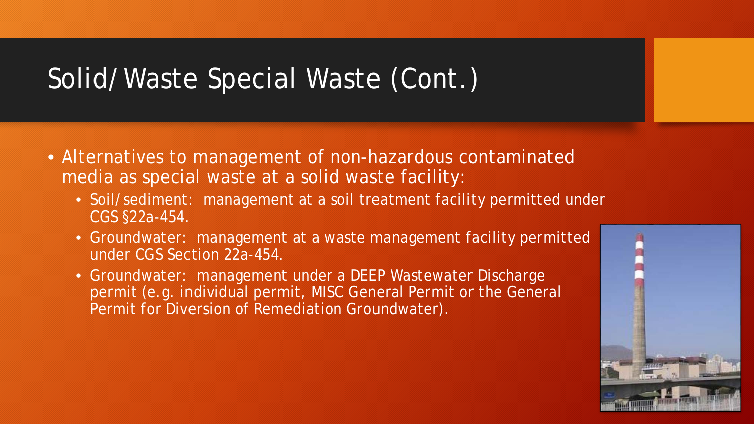# Solid/Waste Special Waste (Cont.)

- Alternatives to management of non-hazardous contaminated media as special waste at a solid waste facility:
  - Soil/sediment: management at a soil treatment facility permitted under CGS §22a-454.
  - Groundwater: management at a waste management facility permitted under CGS Section 22a-454.
  - Groundwater: management under a DEEP Wastewater Discharge permit (e.g. individual permit, MISC General Permit or the General Permit for Diversion of Remediation Groundwater).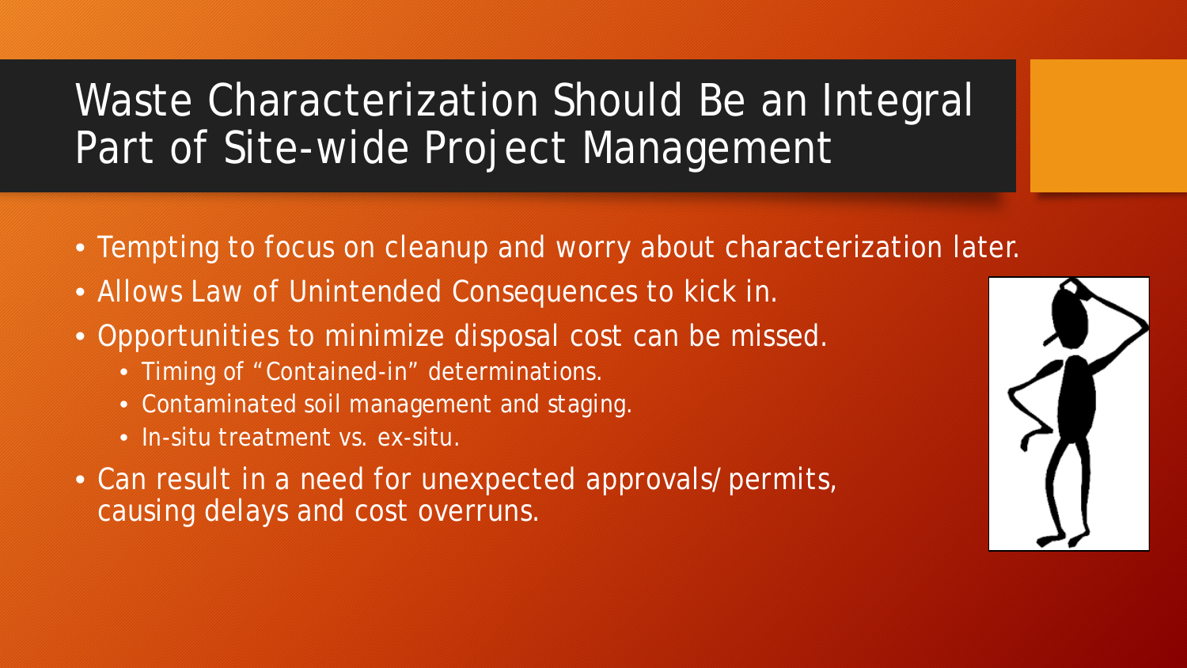# Waste Characterization Should Be an Integral Part of Site-wide Project Management

- Tempting to focus on cleanup and worry about characterization later.
- Allows Law of Unintended Consequences to kick in.
- Opportunities to minimize disposal cost can be missed.
  - Timing of "Contained-in" determinations.
  - Contaminated soil management and staging.
  - In-situ treatment vs. ex-situ.
- Can result in a need for unexpected approvals/permits, causing delays and cost overruns.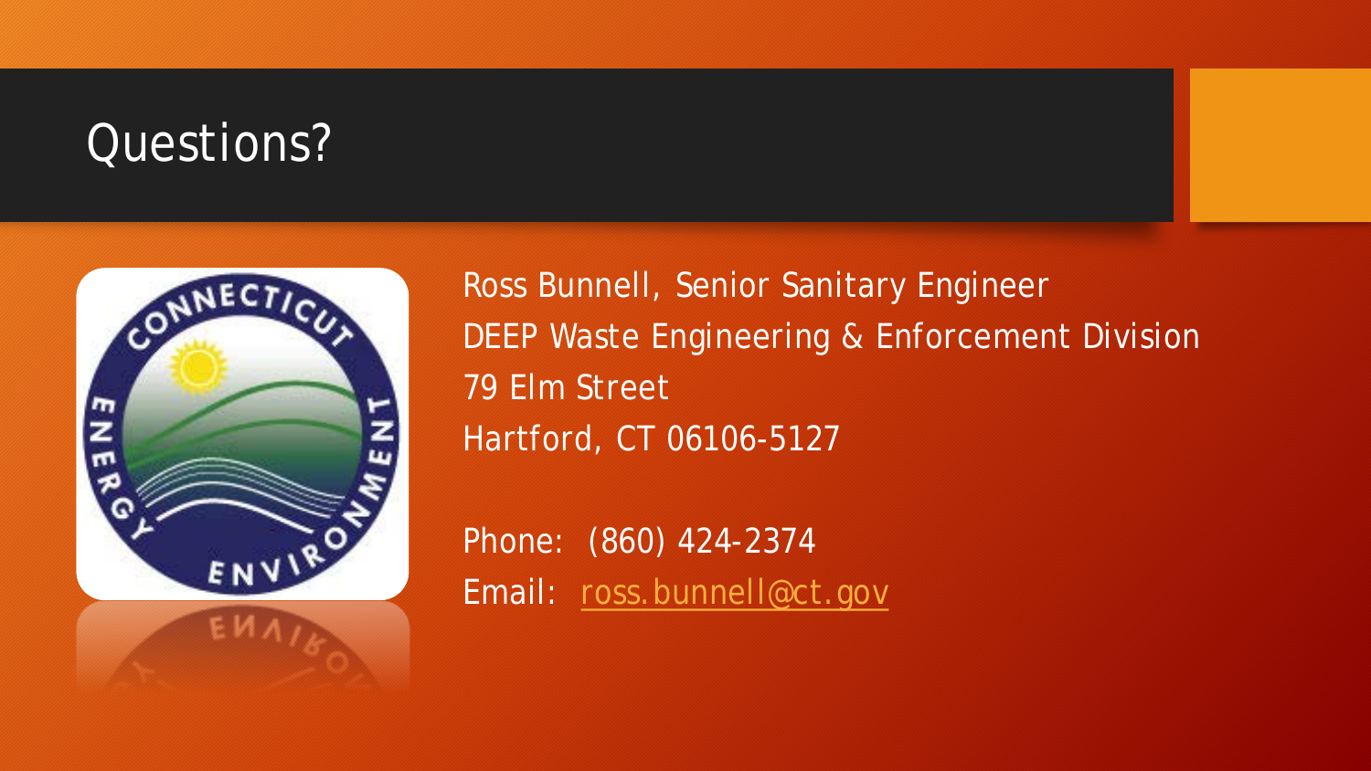# Questions?

Ross Bunnell, Senior Sanitary Engineer
DEEP Waste Engineering & Enforcement Division
79 Elm Street
Hartford, CT 06106-5127

Phone: (860) 424-2374
Email: ross.bunnell@ct.gov